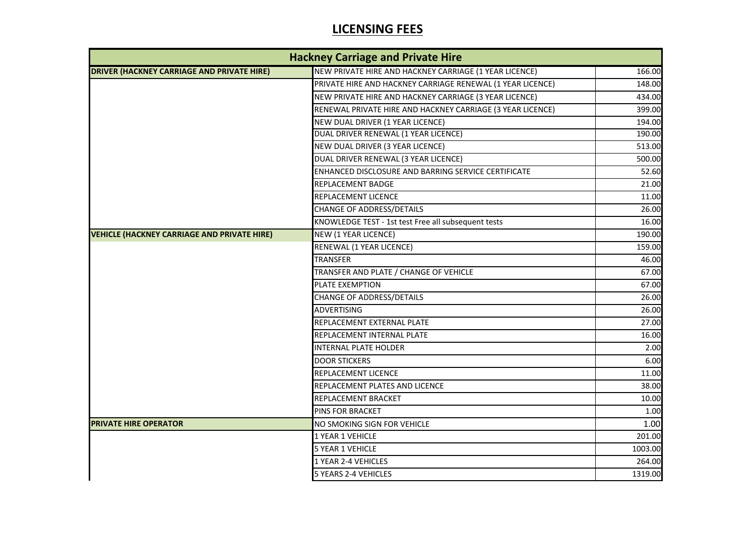# LICENSING FEES

| Hackney Carriage and Private Hire | | |
|---|---|---|
| **DRIVER (HACKNEY CARRIAGE AND PRIVATE HIRE)** | NEW PRIVATE HIRE AND HACKNEY CARRIAGE (1 YEAR LICENCE) | 166.00 |
| | PRIVATE HIRE AND HACKNEY CARRIAGE RENEWAL (1 YEAR LICENCE) | 148.00 |
| | NEW PRIVATE HIRE AND HACKNEY CARRIAGE (3 YEAR LICENCE) | 434.00 |
| | RENEWAL PRIVATE HIRE AND HACKNEY CARRIAGE (3 YEAR LICENCE) | 399.00 |
| | NEW DUAL DRIVER (1 YEAR LICENCE) | 194.00 |
| | DUAL DRIVER RENEWAL (1 YEAR LICENCE) | 190.00 |
| | NEW DUAL DRIVER (3 YEAR LICENCE) | 513.00 |
| | DUAL DRIVER RENEWAL (3 YEAR LICENCE) | 500.00 |
| | ENHANCED DISCLOSURE AND BARRING SERVICE CERTIFICATE | 52.60 |
| | REPLACEMENT BADGE | 21.00 |
| | REPLACEMENT LICENCE | 11.00 |
| | CHANGE OF ADDRESS/DETAILS | 26.00 |
| | KNOWLEDGE TEST - 1st test Free all subsequent tests | 16.00 |
| **VEHICLE (HACKNEY CARRIAGE AND PRIVATE HIRE)** | NEW (1 YEAR LICENCE) | 190.00 |
| | RENEWAL (1 YEAR LICENCE) | 159.00 |
| | TRANSFER | 46.00 |
| | TRANSFER AND PLATE / CHANGE OF VEHICLE | 67.00 |
| | PLATE EXEMPTION | 67.00 |
| | CHANGE OF ADDRESS/DETAILS | 26.00 |
| | ADVERTISING | 26.00 |
| | REPLACEMENT EXTERNAL PLATE | 27.00 |
| | REPLACEMENT INTERNAL PLATE | 16.00 |
| | INTERNAL PLATE HOLDER | 2.00 |
| | DOOR STICKERS | 6.00 |
| | REPLACEMENT LICENCE | 11.00 |
| | REPLACEMENT PLATES AND LICENCE | 38.00 |
| | REPLACEMENT BRACKET | 10.00 |
| | PINS FOR BRACKET | 1.00 |
| **PRIVATE HIRE OPERATOR** | NO SMOKING SIGN FOR VEHICLE | 1.00 |
| | 1 YEAR 1 VEHICLE | 201.00 |
| | 5 YEAR 1 VEHICLE | 1003.00 |
| | 1 YEAR 2-4 VEHICLES | 264.00 |
| | 5 YEARS 2-4 VEHICLES | 1319.00 |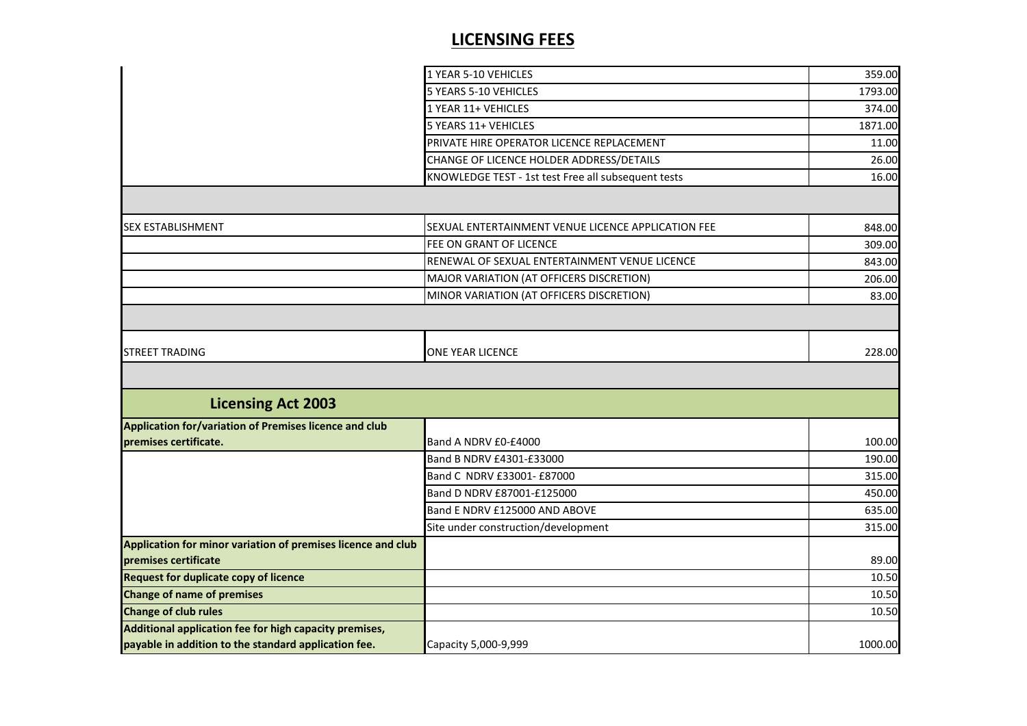## LICENSING FEES

| | | |
|---|---|---|
| | 1 YEAR 5-10 VEHICLES | 359.00 |
| | 5 YEARS 5-10 VEHICLES | 1793.00 |
| | 1 YEAR 11+ VEHICLES | 374.00 |
| | 5 YEARS 11+ VEHICLES | 1871.00 |
| | PRIVATE HIRE OPERATOR LICENCE REPLACEMENT | 11.00 |
| | CHANGE OF LICENCE HOLDER ADDRESS/DETAILS | 26.00 |
| | KNOWLEDGE TEST - 1st test Free all subsequent tests | 16.00 |
| | | |
| SEX ESTABLISHMENT | SEXUAL ENTERTAINMENT VENUE LICENCE APPLICATION FEE | 848.00 |
| | FEE ON GRANT OF LICENCE | 309.00 |
| | RENEWAL OF SEXUAL ENTERTAINMENT VENUE LICENCE | 843.00 |
| | MAJOR VARIATION (AT OFFICERS DISCRETION) | 206.00 |
| | MINOR VARIATION (AT OFFICERS DISCRETION) | 83.00 |
| | | |
| STREET TRADING | ONE YEAR LICENCE | 228.00 |
| | | |
| **Licensing Act 2003** | | |
| **Application for/variation of Premises licence and club premises certificate.** | Band A NDRV £0-£4000 | 100.00 |
| | Band B NDRV £4301-£33000 | 190.00 |
| | Band C NDRV £33001- £87000 | 315.00 |
| | Band D NDRV £87001-£125000 | 450.00 |
| | Band E NDRV £125000 AND ABOVE | 635.00 |
| | Site under construction/development | 315.00 |
| **Application for minor variation of premises licence and club premises certificate** | | 89.00 |
| **Request for duplicate copy of licence** | | 10.50 |
| **Change of name of premises** | | 10.50 |
| **Change of club rules** | | 10.50 |
| **Additional application fee for high capacity premises, payable in addition to the standard application fee.** | Capacity 5,000-9,999 | 1000.00 |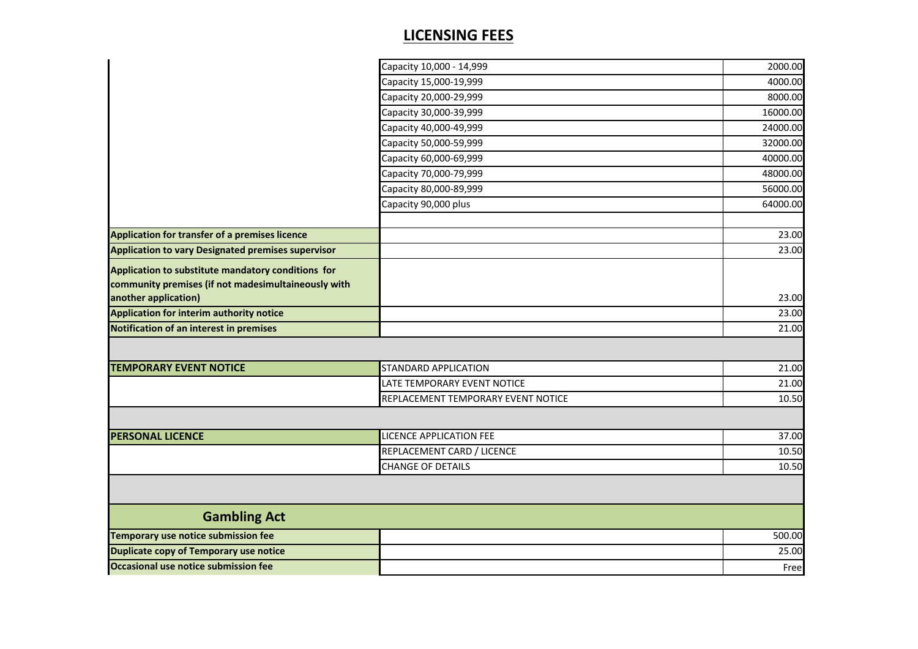## LICENSING FEES

| | | |
|---|---|---|
| | Capacity 10,000 - 14,999 | 2000.00 |
| | Capacity 15,000-19,999 | 4000.00 |
| | Capacity 20,000-29,999 | 8000.00 |
| | Capacity 30,000-39,999 | 16000.00 |
| | Capacity 40,000-49,999 | 24000.00 |
| | Capacity 50,000-59,999 | 32000.00 |
| | Capacity 60,000-69,999 | 40000.00 |
| | Capacity 70,000-79,999 | 48000.00 |
| | Capacity 80,000-89,999 | 56000.00 |
| | Capacity 90,000 plus | 64000.00 |
| | | |
| **Application for transfer of a premises licence** | | 23.00 |
| **Application to vary Designated premises supervisor** | | 23.00 |
| **Application to substitute mandatory conditions for community premises (if not madesimultaineously with another application)** | | 23.00 |
| **Application for interim authority notice** | | 23.00 |
| **Notification of an interest in premises** | | 21.00 |
| | | |
| **TEMPORARY EVENT NOTICE** | STANDARD APPLICATION | 21.00 |
| | LATE TEMPORARY EVENT NOTICE | 21.00 |
| | REPLACEMENT TEMPORARY EVENT NOTICE | 10.50 |
| | | |
| **PERSONAL LICENCE** | LICENCE APPLICATION FEE | 37.00 |
| | REPLACEMENT CARD / LICENCE | 10.50 |
| | CHANGE OF DETAILS | 10.50 |
| | | |
| **Gambling Act** | | |
| **Temporary use notice submission fee** | | 500.00 |
| **Duplicate copy of Temporary use notice** | | 25.00 |
| **Occasional use notice submission fee** | | Free |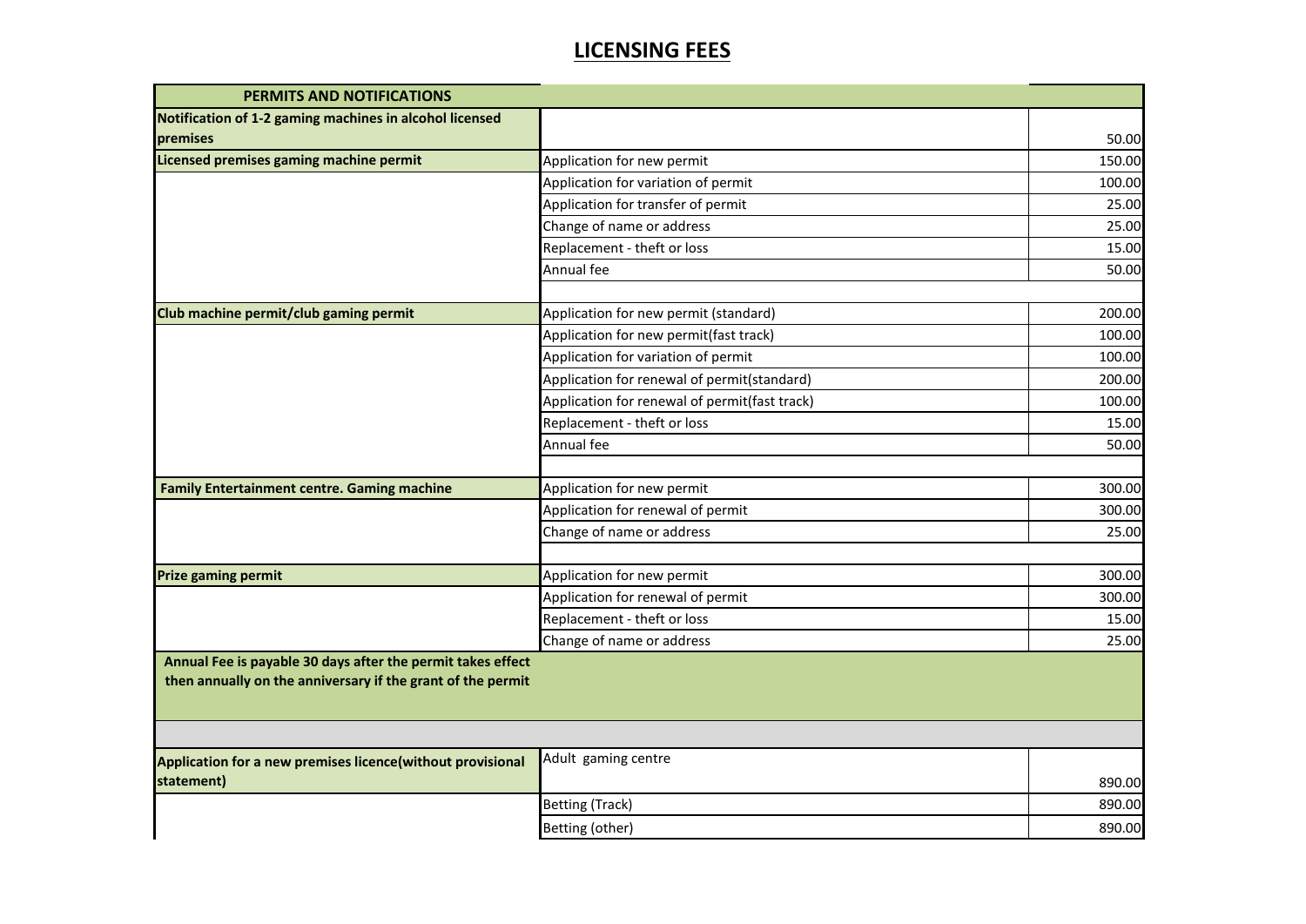# LICENSING FEES

| PERMITS AND NOTIFICATIONS | | |
|---|---|---|
| **Notification of 1-2 gaming machines in alcohol licensed premises** | | 50.00 |
| **Licensed premises gaming machine permit** | Application for new permit | 150.00 |
| | Application for variation of permit | 100.00 |
| | Application for transfer of permit | 25.00 |
| | Change of name or address | 25.00 |
| | Replacement - theft or loss | 15.00 |
| | Annual fee | 50.00 |
| | | |
| **Club machine permit/club gaming permit** | Application for new permit (standard) | 200.00 |
| | Application for new permit(fast track) | 100.00 |
| | Application for variation of permit | 100.00 |
| | Application for renewal of permit(standard) | 200.00 |
| | Application for renewal of permit(fast track) | 100.00 |
| | Replacement - theft or loss | 15.00 |
| | Annual fee | 50.00 |
| | | |
| **Family Entertainment centre. Gaming machine** | Application for new permit | 300.00 |
| | Application for renewal of permit | 300.00 |
| | Change of name or address | 25.00 |
| | | |
| **Prize gaming permit** | Application for new permit | 300.00 |
| | Application for renewal of permit | 300.00 |
| | Replacement - theft or loss | 15.00 |
| | Change of name or address | 25.00 |
| **Annual Fee is payable 30 days after the permit takes effect then annually on the anniversary if the grant of the permit** | | |
| | | |
| **Application for a new premises licence(without provisional statement)** | Adult gaming centre | 890.00 |
| | Betting (Track) | 890.00 |
| | Betting (other) | 890.00 |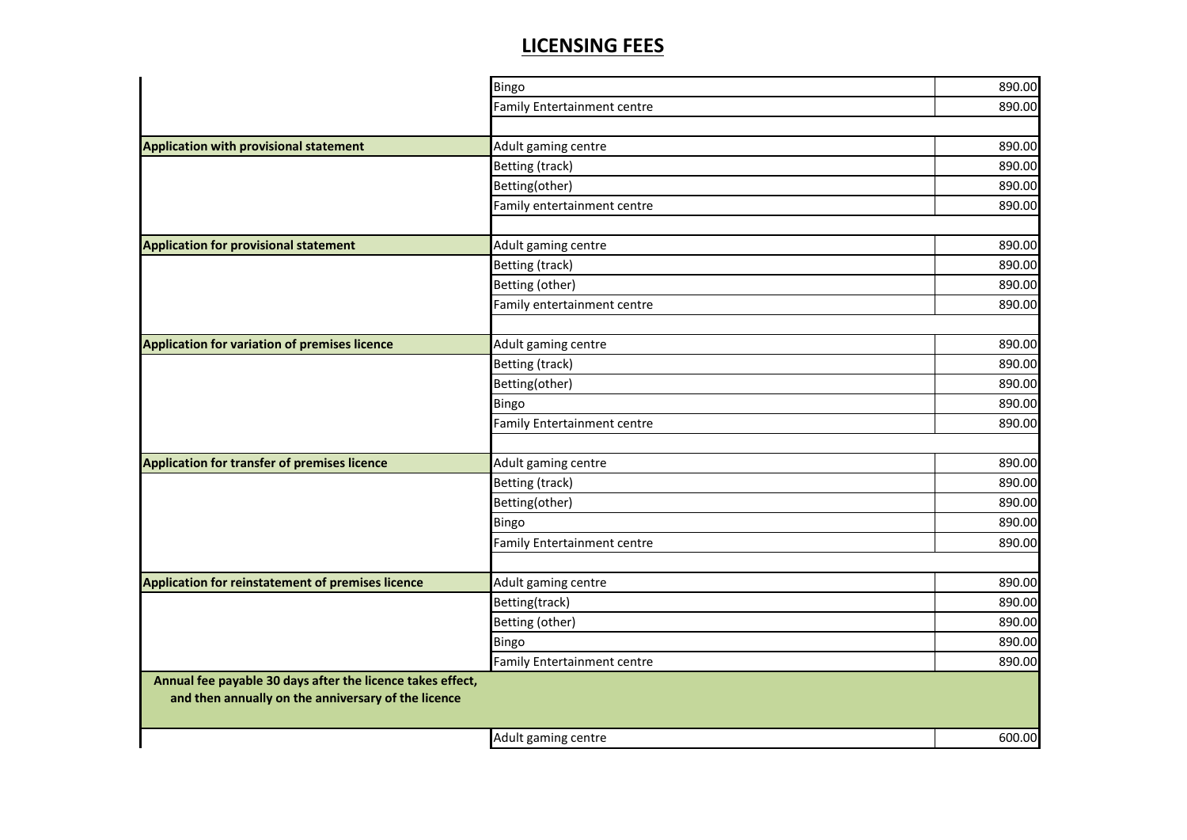# LICENSING FEES

| | | |
|---|---|---|
| | Bingo | 890.00 |
| | Family Entertainment centre | 890.00 |
| | | |
| **Application with provisional statement** | Adult gaming centre | 890.00 |
| | Betting (track) | 890.00 |
| | Betting(other) | 890.00 |
| | Family entertainment centre | 890.00 |
| | | |
| **Application for provisional statement** | Adult gaming centre | 890.00 |
| | Betting (track) | 890.00 |
| | Betting (other) | 890.00 |
| | Family entertainment centre | 890.00 |
| | | |
| **Application for variation of premises licence** | Adult gaming centre | 890.00 |
| | Betting (track) | 890.00 |
| | Betting(other) | 890.00 |
| | Bingo | 890.00 |
| | Family Entertainment centre | 890.00 |
| | | |
| **Application for transfer of premises licence** | Adult gaming centre | 890.00 |
| | Betting (track) | 890.00 |
| | Betting(other) | 890.00 |
| | Bingo | 890.00 |
| | Family Entertainment centre | 890.00 |
| | | |
| **Application for reinstatement of premises licence** | Adult gaming centre | 890.00 |
| | Betting(track) | 890.00 |
| | Betting (other) | 890.00 |
| | Bingo | 890.00 |
| | Family Entertainment centre | 890.00 |
| **Annual fee payable 30 days after the licence takes effect, and then annually on the anniversary of the licence** | | |
| | Adult gaming centre | 600.00 |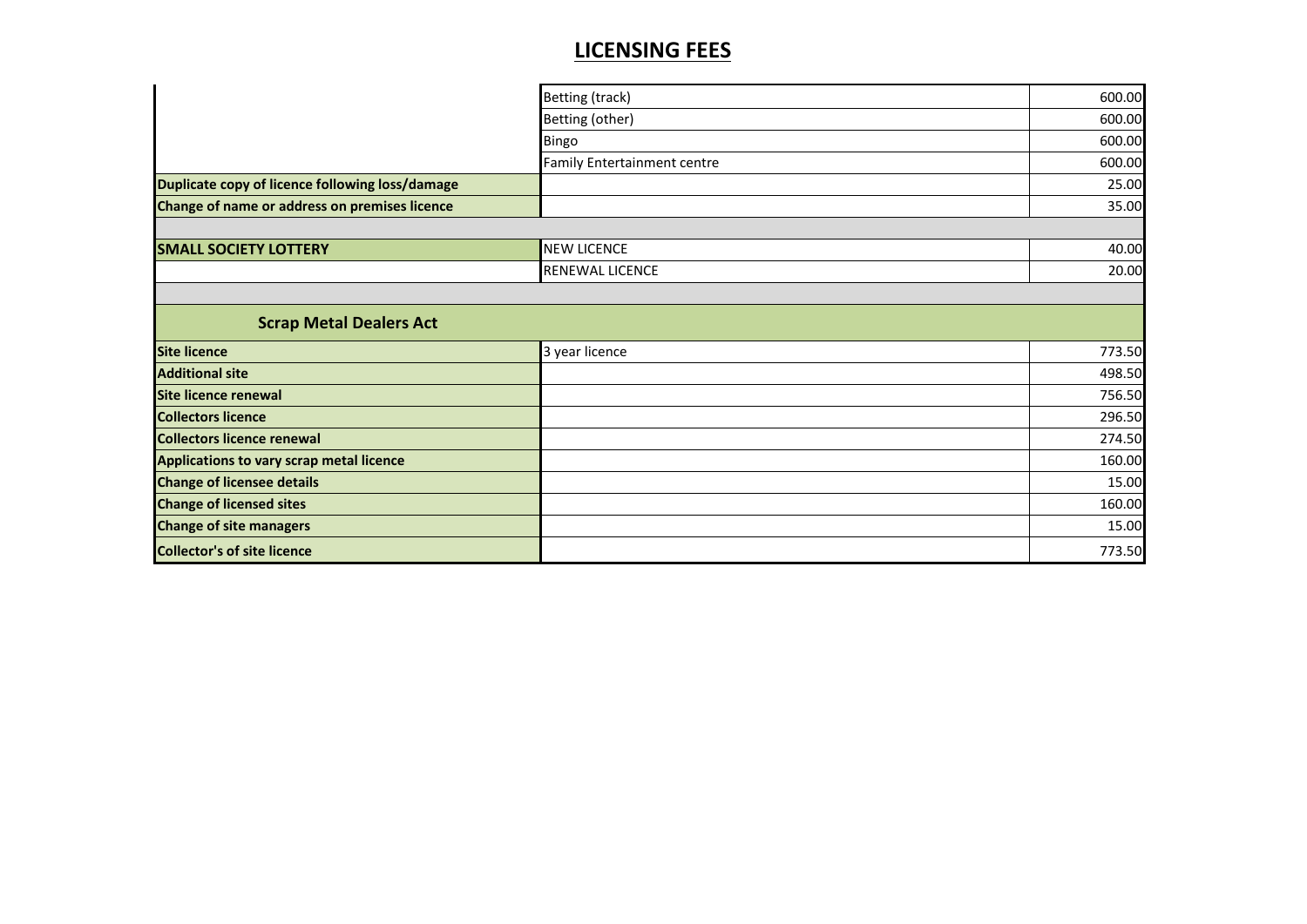## LICENSING FEES

| | | |
|---|---|---|
| | Betting (track) | 600.00 |
| | Betting (other) | 600.00 |
| | Bingo | 600.00 |
| | Family Entertainment centre | 600.00 |
| **Duplicate copy of licence following loss/damage** | | 25.00 |
| **Change of name or address on premises licence** | | 35.00 |
| | | |
| **SMALL SOCIETY LOTTERY** | NEW LICENCE | 40.00 |
| | RENEWAL LICENCE | 20.00 |
| | | |
| **Scrap Metal Dealers Act** | | |
| **Site licence** | 3 year licence | 773.50 |
| **Additional site** | | 498.50 |
| **Site licence renewal** | | 756.50 |
| **Collectors licence** | | 296.50 |
| **Collectors licence renewal** | | 274.50 |
| **Applications to vary scrap metal licence** | | 160.00 |
| **Change of licensee details** | | 15.00 |
| **Change of licensed sites** | | 160.00 |
| **Change of site managers** | | 15.00 |
| **Collector's of site licence** | | 773.50 |